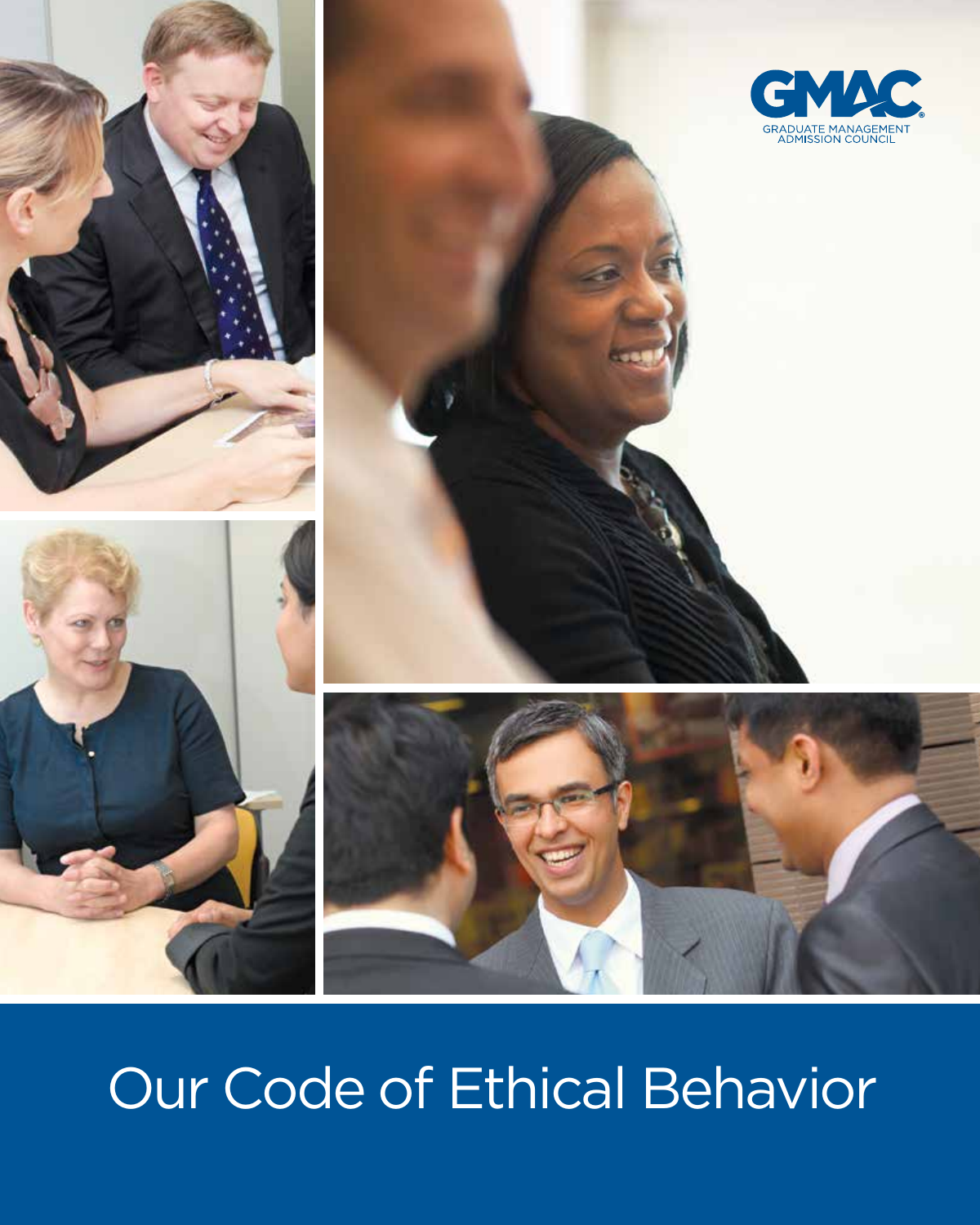GMAC®
GRADUATE MANAGEMENT ADMISSION COUNCIL

# Our Code of Ethical Behavior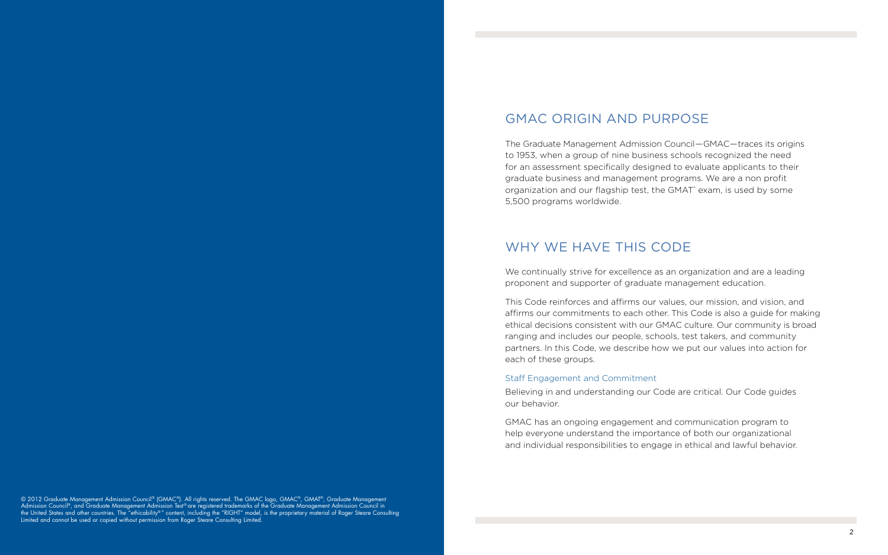## GMAC ORIGIN AND PURPOSE

The Graduate Management Admission Council—GMAC—traces its origins to 1953, when a group of nine business schools recognized the need for an assessment specifically designed to evaluate applicants to their graduate business and management programs. We are a non profit organization and our flagship test, the GMAT® exam, is used by some 5,500 programs worldwide.

## WHY WE HAVE THIS CODE

We continually strive for excellence as an organization and are a leading proponent and supporter of graduate management education.

This Code reinforces and affirms our values, our mission, and vision, and affirms our commitments to each other. This Code is also a guide for making ethical decisions consistent with our GMAC culture. Our community is broad ranging and includes our people, schools, test takers, and community partners. In this Code, we describe how we put our values into action for each of these groups.

### Staff Engagement and Commitment

Believing in and understanding our Code are critical. Our Code guides our behavior.

GMAC has an ongoing engagement and communication program to help everyone understand the importance of both our organizational and individual responsibilities to engage in ethical and lawful behavior.

© 2012 Graduate Management Admission Council® (GMAC®). All rights reserved. The GMAC logo, GMAC®, GMAT®, Graduate Management Admission Council®, and Graduate Management Admission Test® are registered trademarks of the Graduate Management Admission Council in the United States and other countries. The "ethicability®" content, including the "RIGHT" model, is the proprietary material of Roger Steare Consulting Limited and cannot be used or copied without permission from Roger Steare Consulting Limited.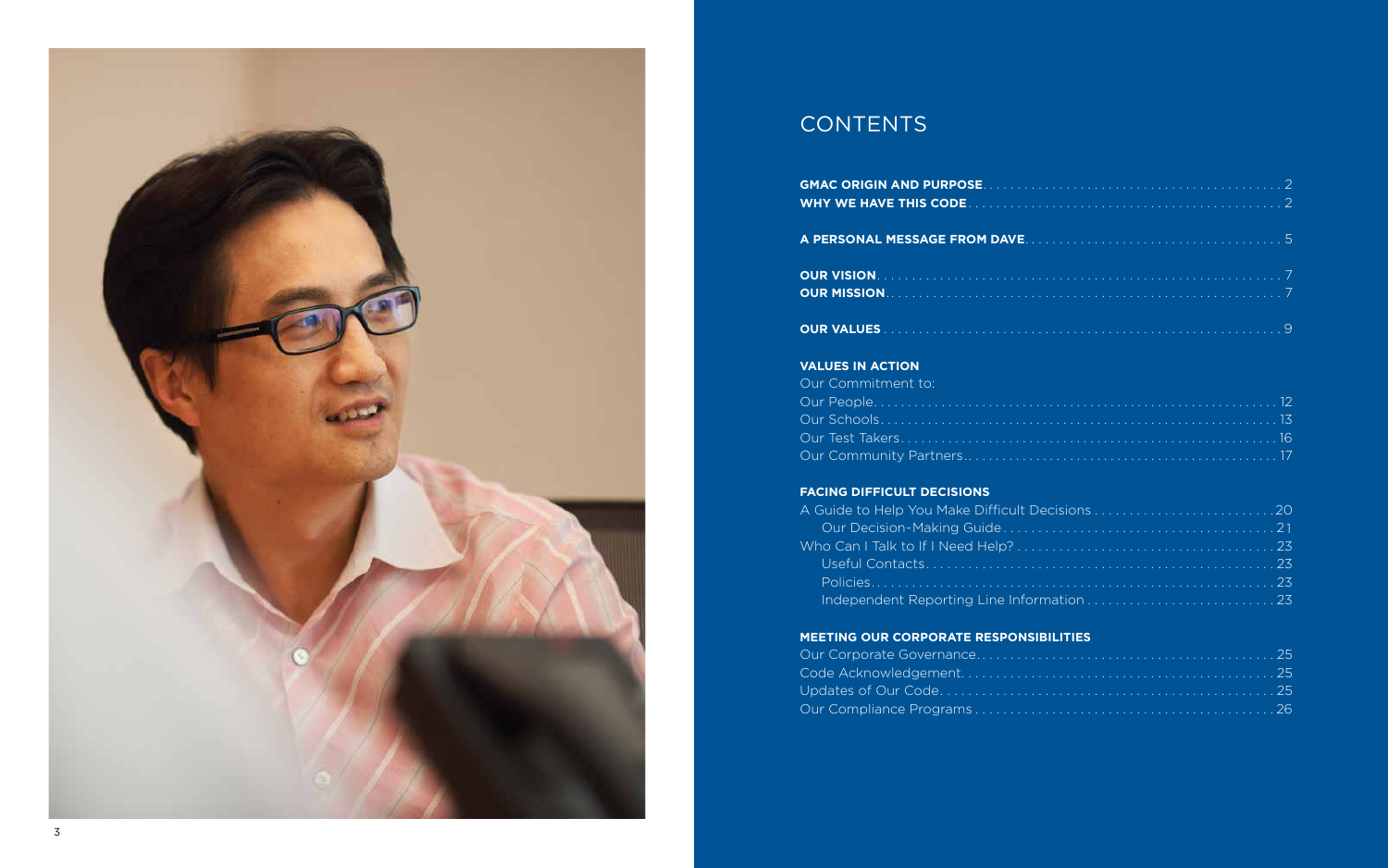# CONTENTS

| | |
|---|---|
| **GMAC ORIGIN AND PURPOSE** | 2 |
| **WHY WE HAVE THIS CODE** | 2 |
| **A PERSONAL MESSAGE FROM DAVE** | 5 |
| **OUR VISION** | 7 |
| **OUR MISSION** | 7 |
| **OUR VALUES** | 9 |

## VALUES IN ACTION

Our Commitment to:

| | |
|---|---|
| Our People | 12 |
| Our Schools | 13 |
| Our Test Takers | 16 |
| Our Community Partners | 17 |

## FACING DIFFICULT DECISIONS

| | |
|---|---|
| A Guide to Help You Make Difficult Decisions | 20 |
| Our Decision-Making Guide | 21 |
| Who Can I Talk to If I Need Help? | 23 |
| Useful Contacts | 23 |
| Policies | 23 |
| Independent Reporting Line Information | 23 |

## MEETING OUR CORPORATE RESPONSIBILITIES

| | |
|---|---|
| Our Corporate Governance | 25 |
| Code Acknowledgement | 25 |
| Updates of Our Code | 25 |
| Our Compliance Programs | 26 |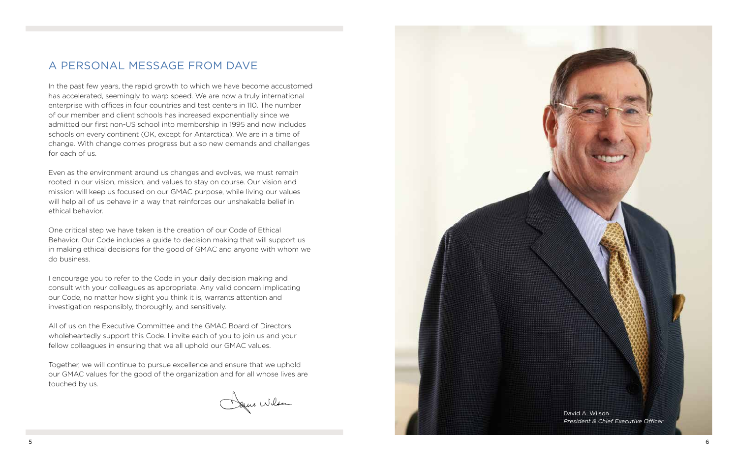# A PERSONAL MESSAGE FROM DAVE

In the past few years, the rapid growth to which we have become accustomed has accelerated, seemingly to warp speed. We are now a truly international enterprise with offices in four countries and test centers in 110. The number of our member and client schools has increased exponentially since we admitted our first non-US school into membership in 1995 and now includes schools on every continent (OK, except for Antarctica). We are in a time of change. With change comes progress but also new demands and challenges for each of us.

Even as the environment around us changes and evolves, we must remain rooted in our vision, mission, and values to stay on course. Our vision and mission will keep us focused on our GMAC purpose, while living our values will help all of us behave in a way that reinforces our unshakable belief in ethical behavior.

One critical step we have taken is the creation of our Code of Ethical Behavior. Our Code includes a guide to decision making that will support us in making ethical decisions for the good of GMAC and anyone with whom we do business.

I encourage you to refer to the Code in your daily decision making and consult with your colleagues as appropriate. Any valid concern implicating our Code, no matter how slight you think it is, warrants attention and investigation responsibly, thoroughly, and sensitively.

All of us on the Executive Committee and the GMAC Board of Directors wholeheartedly support this Code. I invite each of you to join us and your fellow colleagues in ensuring that we all uphold our GMAC values.

Together, we will continue to pursue excellence and ensure that we uphold our GMAC values for the good of the organization and for all whose lives are touched by us.

Dave Wilson

David A. Wilson
*President & Chief Executive Officer*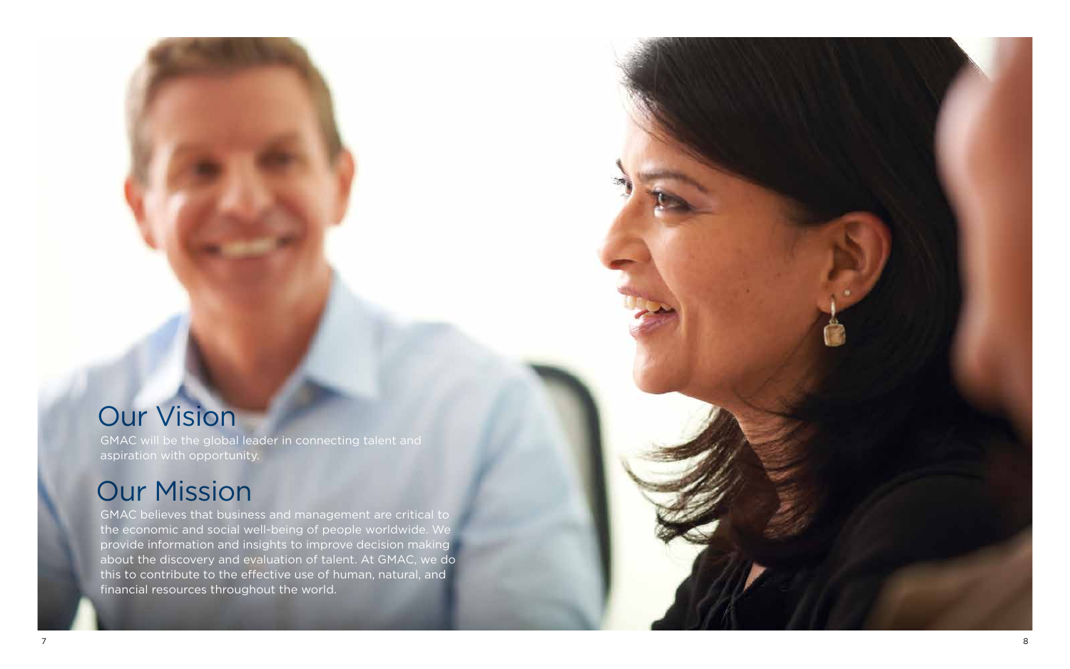## Our Vision

GMAC will be the global leader in connecting talent and aspiration with opportunity.

## Our Mission

GMAC believes that business and management are critical to the economic and social well-being of people worldwide. We provide information and insights to improve decision making about the discovery and evaluation of talent. At GMAC, we do this to contribute to the effective use of human, natural, and financial resources throughout the world.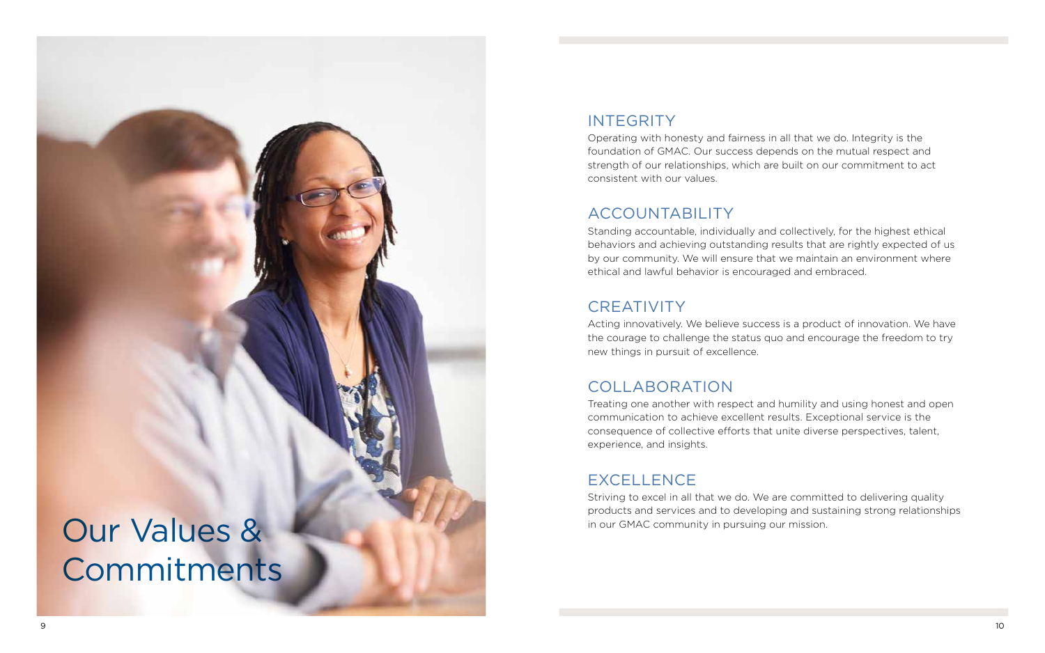# Our Values & Commitments

## INTEGRITY

Operating with honesty and fairness in all that we do. Integrity is the foundation of GMAC. Our success depends on the mutual respect and strength of our relationships, which are built on our commitment to act consistent with our values.

## ACCOUNTABILITY

Standing accountable, individually and collectively, for the highest ethical behaviors and achieving outstanding results that are rightly expected of us by our community. We will ensure that we maintain an environment where ethical and lawful behavior is encouraged and embraced.

## CREATIVITY

Acting innovatively. We believe success is a product of innovation. We have the courage to challenge the status quo and encourage the freedom to try new things in pursuit of excellence.

## COLLABORATION

Treating one another with respect and humility and using honest and open communication to achieve excellent results. Exceptional service is the consequence of collective efforts that unite diverse perspectives, talent, experience, and insights.

## EXCELLENCE

Striving to excel in all that we do. We are committed to delivering quality products and services and to developing and sustaining strong relationships in our GMAC community in pursuing our mission.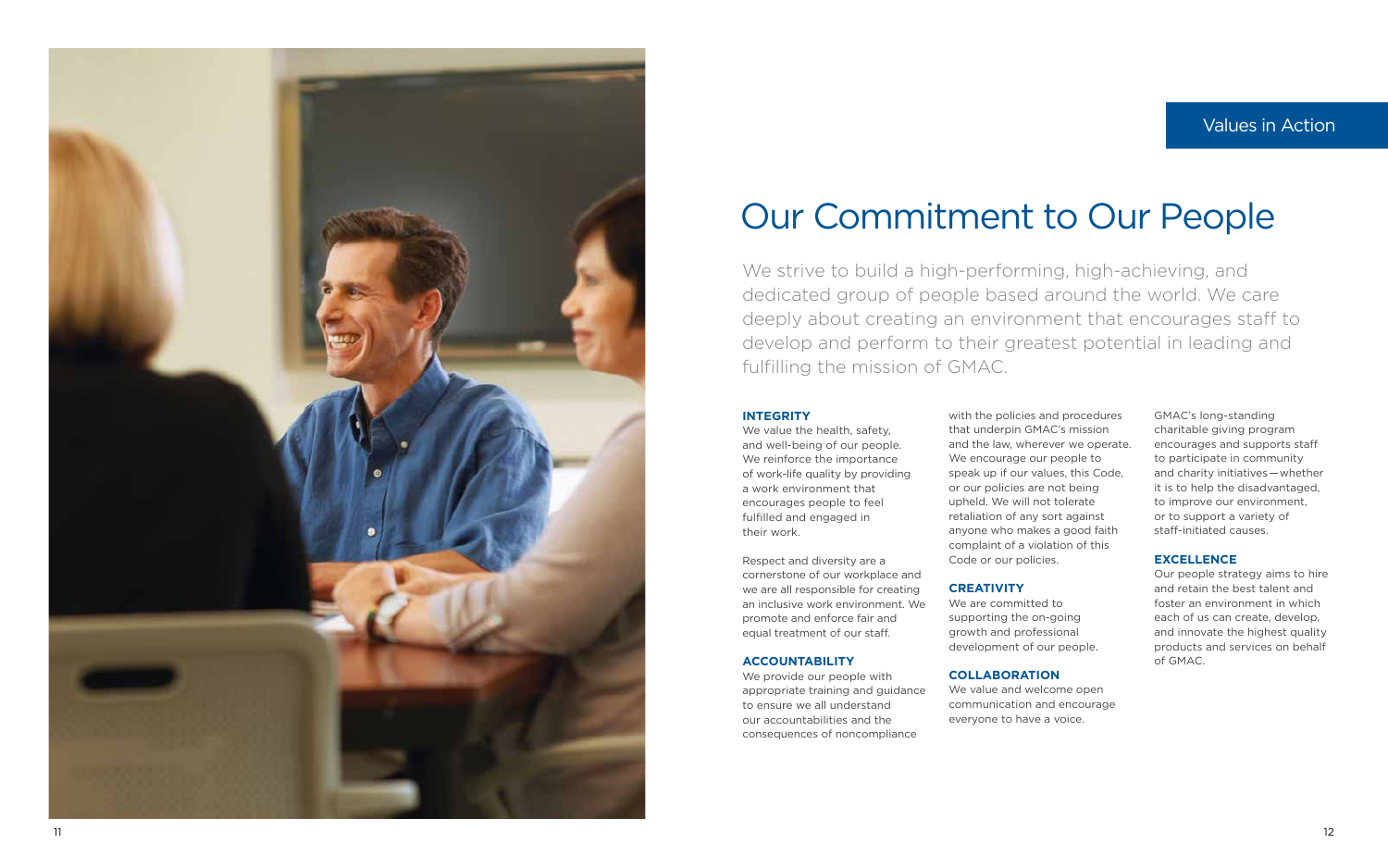Values in Action

# Our Commitment to Our People

We strive to build a high-performing, high-achieving, and dedicated group of people based around the world. We care deeply about creating an environment that encourages staff to develop and perform to their greatest potential in leading and fulfilling the mission of GMAC.

**INTEGRITY**

We value the health, safety, and well-being of our people. We reinforce the importance of work-life quality by providing a work environment that encourages people to feel fulfilled and engaged in their work.

Respect and diversity are a cornerstone of our workplace and we are all responsible for creating an inclusive work environment. We promote and enforce fair and equal treatment of our staff.

**ACCOUNTABILITY**

We provide our people with appropriate training and guidance to ensure we all understand our accountabilities and the consequences of noncompliance with the policies and procedures that underpin GMAC's mission and the law, wherever we operate. We encourage our people to speak up if our values, this Code, or our policies are not being upheld. We will not tolerate retaliation of any sort against anyone who makes a good faith complaint of a violation of this Code or our policies.

**CREATIVITY**

We are committed to supporting the on-going growth and professional development of our people.

**COLLABORATION**

We value and welcome open communication and encourage everyone to have a voice.

GMAC's long-standing charitable giving program encourages and supports staff to participate in community and charity initiatives—whether it is to help the disadvantaged, to improve our environment, or to support a variety of staff-initiated causes.

**EXCELLENCE**

Our people strategy aims to hire and retain the best talent and foster an environment in which each of us can create, develop, and innovate the highest quality products and services on behalf of GMAC.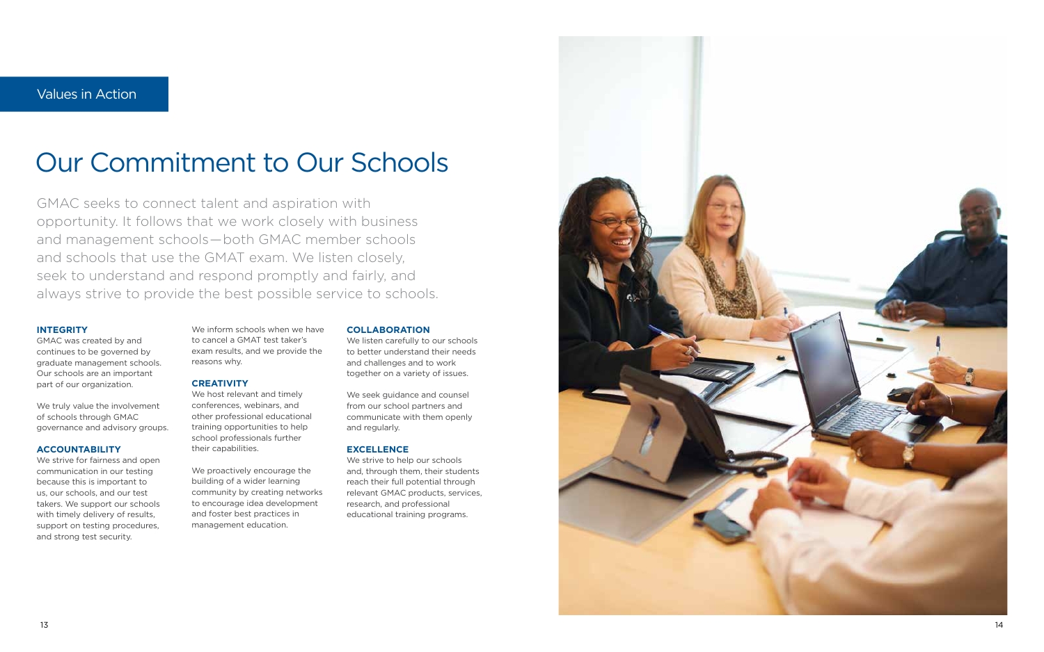Values in Action

# Our Commitment to Our Schools

GMAC seeks to connect talent and aspiration with opportunity. It follows that we work closely with business and management schools—both GMAC member schools and schools that use the GMAT exam. We listen closely, seek to understand and respond promptly and fairly, and always strive to provide the best possible service to schools.

### INTEGRITY

GMAC was created by and continues to be governed by graduate management schools. Our schools are an important part of our organization.

We truly value the involvement of schools through GMAC governance and advisory groups.

### ACCOUNTABILITY

We strive for fairness and open communication in our testing because this is important to us, our schools, and our test takers. We support our schools with timely delivery of results, support on testing procedures, and strong test security.

We inform schools when we have to cancel a GMAT test taker's exam results, and we provide the reasons why.

### CREATIVITY

We host relevant and timely conferences, webinars, and other professional educational training opportunities to help school professionals further their capabilities.

We proactively encourage the building of a wider learning community by creating networks to encourage idea development and foster best practices in management education.

### COLLABORATION

We listen carefully to our schools to better understand their needs and challenges and to work together on a variety of issues.

We seek guidance and counsel from our school partners and communicate with them openly and regularly.

### EXCELLENCE

We strive to help our schools and, through them, their students reach their full potential through relevant GMAC products, services, research, and professional educational training programs.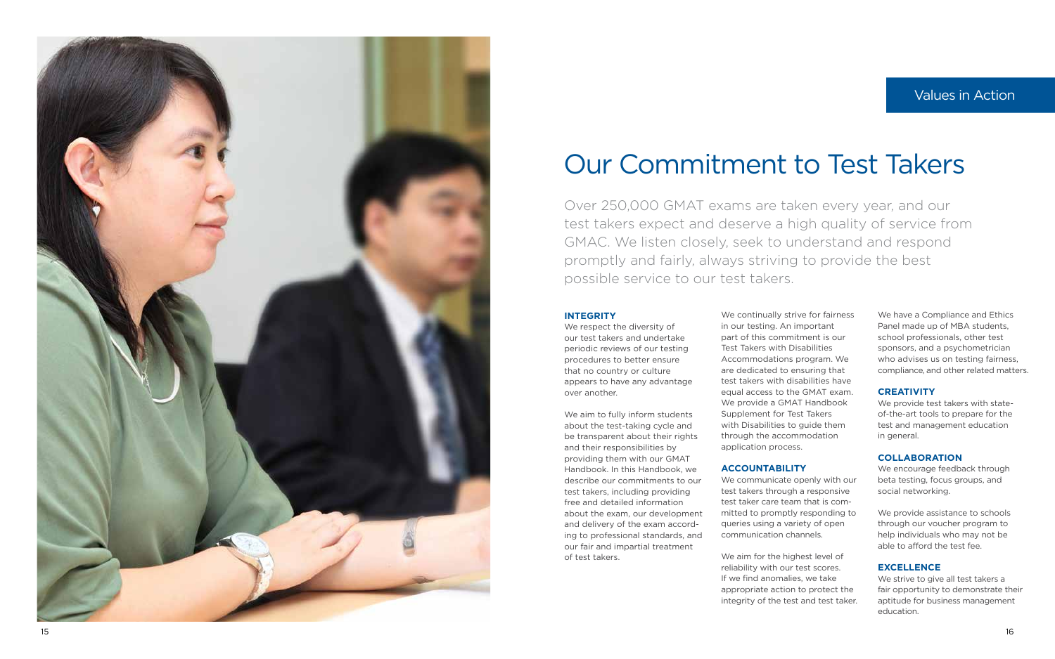Values in Action

# Our Commitment to Test Takers

Over 250,000 GMAT exams are taken every year, and our test takers expect and deserve a high quality of service from GMAC. We listen closely, seek to understand and respond promptly and fairly, always striving to provide the best possible service to our test takers.

**INTEGRITY**

We respect the diversity of our test takers and undertake periodic reviews of our testing procedures to better ensure that no country or culture appears to have any advantage over another.

We aim to fully inform students about the test-taking cycle and be transparent about their rights and their responsibilities by providing them with our GMAT Handbook. In this Handbook, we describe our commitments to our test takers, including providing free and detailed information about the exam, our development and delivery of the exam according to professional standards, and our fair and impartial treatment of test takers.

We continually strive for fairness in our testing. An important part of this commitment is our Test Takers with Disabilities Accommodations program. We are dedicated to ensuring that test takers with disabilities have equal access to the GMAT exam. We provide a GMAT Handbook Supplement for Test Takers with Disabilities to guide them through the accommodation application process.

**ACCOUNTABILITY**

We communicate openly with our test takers through a responsive test taker care team that is committed to promptly responding to queries using a variety of open communication channels.

We aim for the highest level of reliability with our test scores. If we find anomalies, we take appropriate action to protect the integrity of the test and test taker.

We have a Compliance and Ethics Panel made up of MBA students, school professionals, other test sponsors, and a psychometrician who advises us on testing fairness, compliance, and other related matters.

**CREATIVITY**

We provide test takers with state-of-the-art tools to prepare for the test and management education in general.

**COLLABORATION**

We encourage feedback through beta testing, focus groups, and social networking.

We provide assistance to schools through our voucher program to help individuals who may not be able to afford the test fee.

**EXCELLENCE**

We strive to give all test takers a fair opportunity to demonstrate their aptitude for business management education.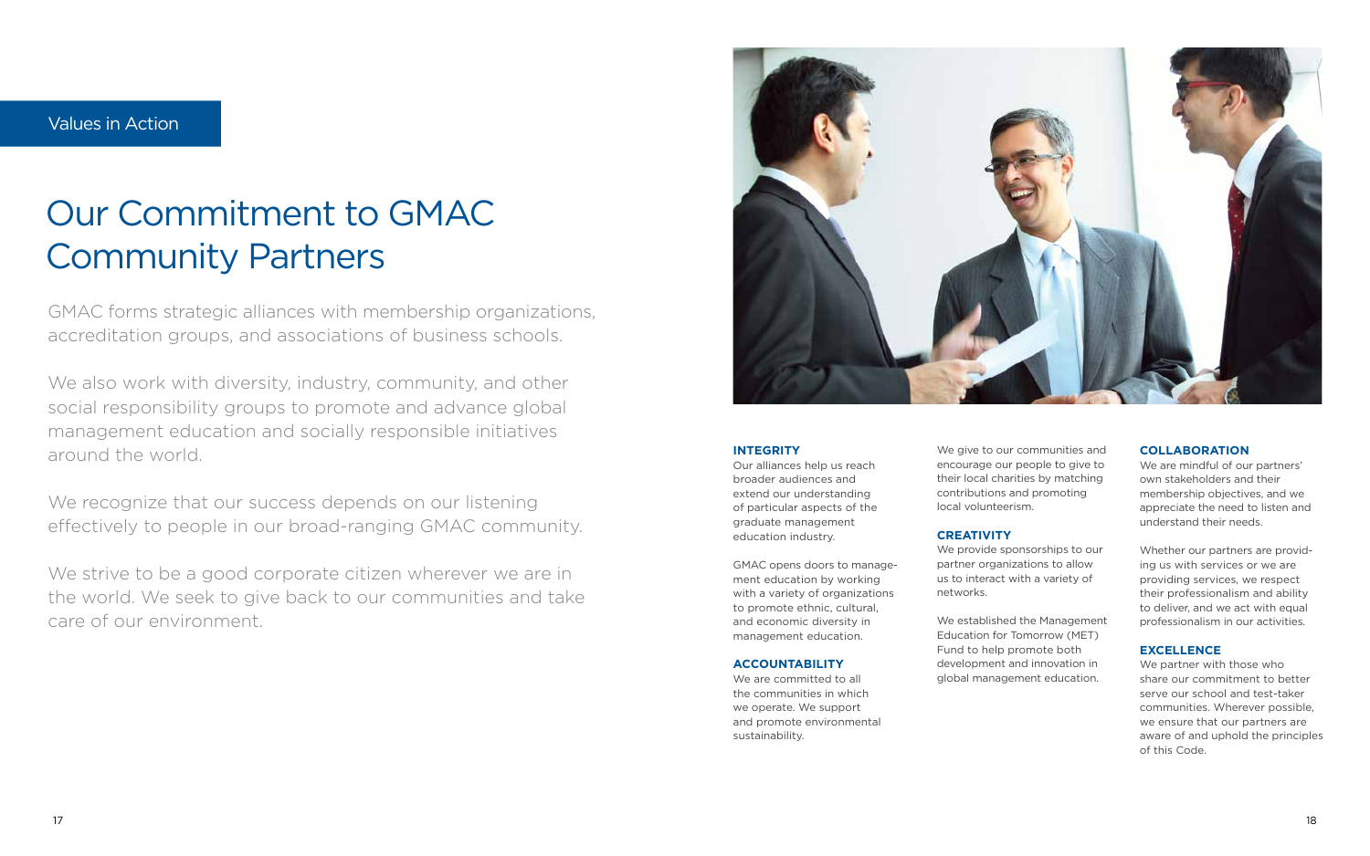Values in Action

# Our Commitment to GMAC Community Partners

GMAC forms strategic alliances with membership organizations, accreditation groups, and associations of business schools.

We also work with diversity, industry, community, and other social responsibility groups to promote and advance global management education and socially responsible initiatives around the world.

We recognize that our success depends on our listening effectively to people in our broad-ranging GMAC community.

We strive to be a good corporate citizen wherever we are in the world. We seek to give back to our communities and take care of our environment.

**INTEGRITY**

Our alliances help us reach broader audiences and extend our understanding of particular aspects of the graduate management education industry.

GMAC opens doors to management education by working with a variety of organizations to promote ethnic, cultural, and economic diversity in management education.

**ACCOUNTABILITY**

We are committed to all the communities in which we operate. We support and promote environmental sustainability.

We give to our communities and encourage our people to give to their local charities by matching contributions and promoting local volunteerism.

**CREATIVITY**

We provide sponsorships to our partner organizations to allow us to interact with a variety of networks.

We established the Management Education for Tomorrow (MET) Fund to help promote both development and innovation in global management education.

**COLLABORATION**

We are mindful of our partners' own stakeholders and their membership objectives, and we appreciate the need to listen and understand their needs.

Whether our partners are providing us with services or we are providing services, we respect their professionalism and ability to deliver, and we act with equal professionalism in our activities.

**EXCELLENCE**

We partner with those who share our commitment to better serve our school and test-taker communities. Wherever possible, we ensure that our partners are aware of and uphold the principles of this Code.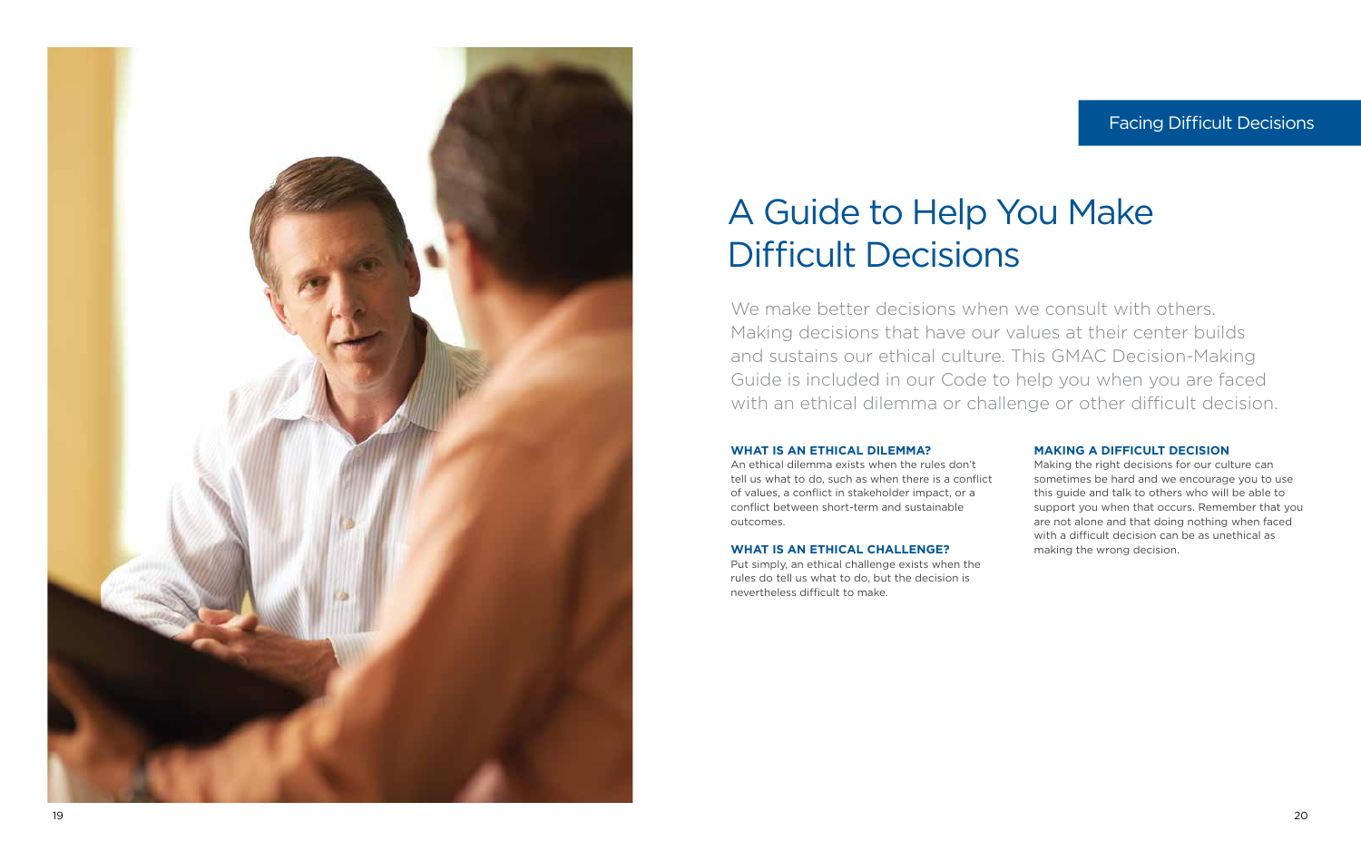Facing Difficult Decisions

# A Guide to Help You Make Difficult Decisions

We make better decisions when we consult with others. Making decisions that have our values at their center builds and sustains our ethical culture. This GMAC Decision-Making Guide is included in our Code to help you when you are faced with an ethical dilemma or challenge or other difficult decision.

### WHAT IS AN ETHICAL DILEMMA?

An ethical dilemma exists when the rules don't tell us what to do, such as when there is a conflict of values, a conflict in stakeholder impact, or a conflict between short-term and sustainable outcomes.

### WHAT IS AN ETHICAL CHALLENGE?

Put simply, an ethical challenge exists when the rules do tell us what to do, but the decision is nevertheless difficult to make.

### MAKING A DIFFICULT DECISION

Making the right decisions for our culture can sometimes be hard and we encourage you to use this guide and talk to others who will be able to support you when that occurs. Remember that you are not alone and that doing nothing when faced with a difficult decision can be as unethical as making the wrong decision.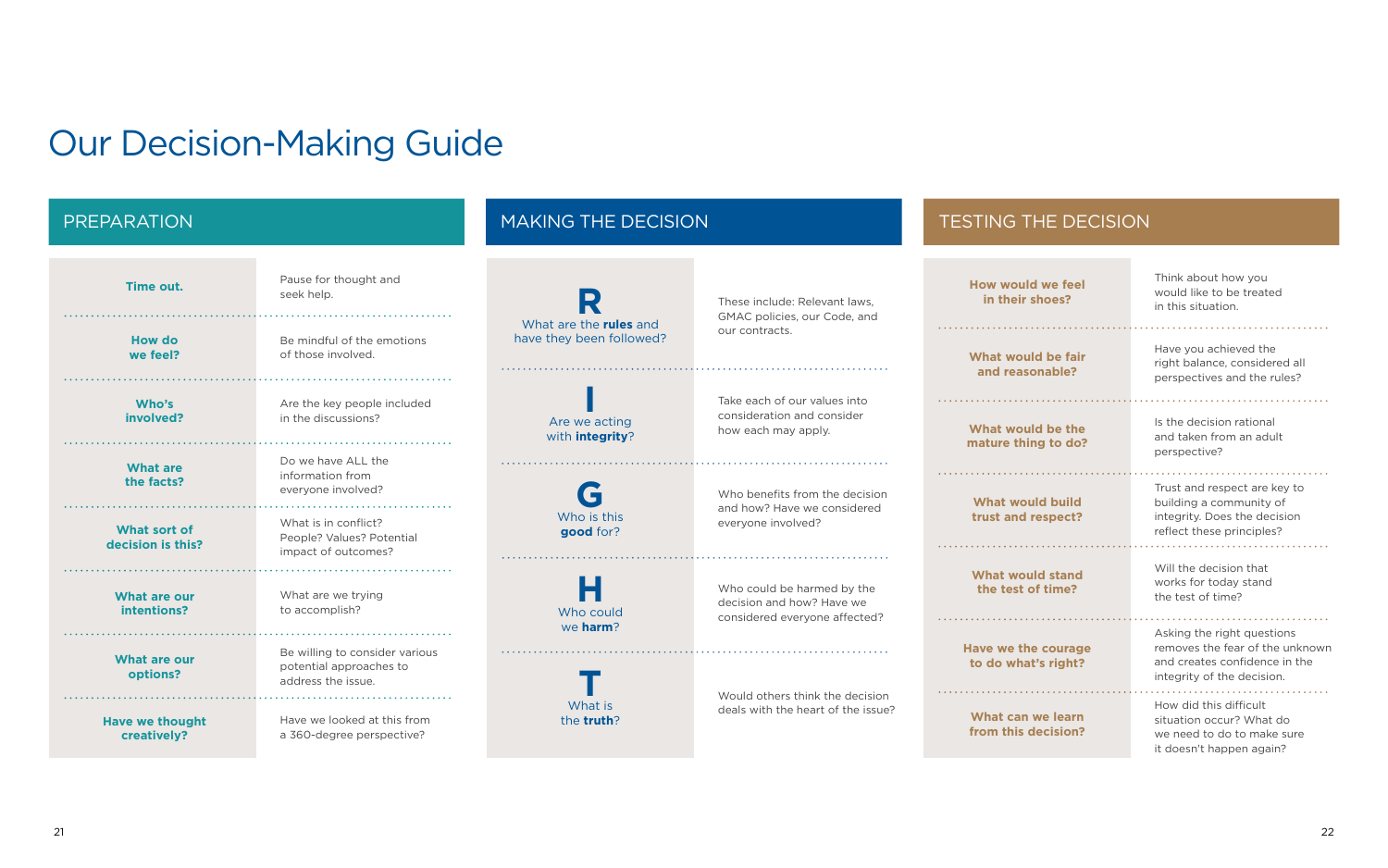# Our Decision-Making Guide

## PREPARATION

| | |
|---|---|
| **Time out.** | Pause for thought and seek help. |
| **How do we feel?** | Be mindful of the emotions of those involved. |
| **Who's involved?** | Are the key people included in the discussions? |
| **What are the facts?** | Do we have ALL the information from everyone involved? |
| **What sort of decision is this?** | What is in conflict? People? Values? Potential impact of outcomes? |
| **What are our intentions?** | What are we trying to accomplish? |
| **What are our options?** | Be willing to consider various potential approaches to address the issue. |
| **Have we thought creatively?** | Have we looked at this from a 360-degree perspective? |

## MAKING THE DECISION

| | |
|---|---|
| **R** What are the **rules** and have they been followed? | These include: Relevant laws, GMAC policies, our Code, and our contracts. |
| **I** Are we acting with **integrity**? | Take each of our values into consideration and consider how each may apply. |
| **G** Who is this **good** for? | Who benefits from the decision and how? Have we considered everyone involved? |
| **H** Who could we **harm**? | Who could be harmed by the decision and how? Have we considered everyone affected? |
| **T** What is the **truth**? | Would others think the decision deals with the heart of the issue? |

## TESTING THE DECISION

| | |
|---|---|
| **How would we feel in their shoes?** | Think about how you would like to be treated in this situation. |
| **What would be fair and reasonable?** | Have you achieved the right balance, considered all perspectives and the rules? |
| **What would be the mature thing to do?** | Is the decision rational and taken from an adult perspective? |
| **What would build trust and respect?** | Trust and respect are key to building a community of integrity. Does the decision reflect these principles? |
| **What would stand the test of time?** | Will the decision that works for today stand the test of time? |
| **Have we the courage to do what's right?** | Asking the right questions removes the fear of the unknown and creates confidence in the integrity of the decision. |
| **What can we learn from this decision?** | How did this difficult situation occur? What do we need to do to make sure it doesn't happen again? |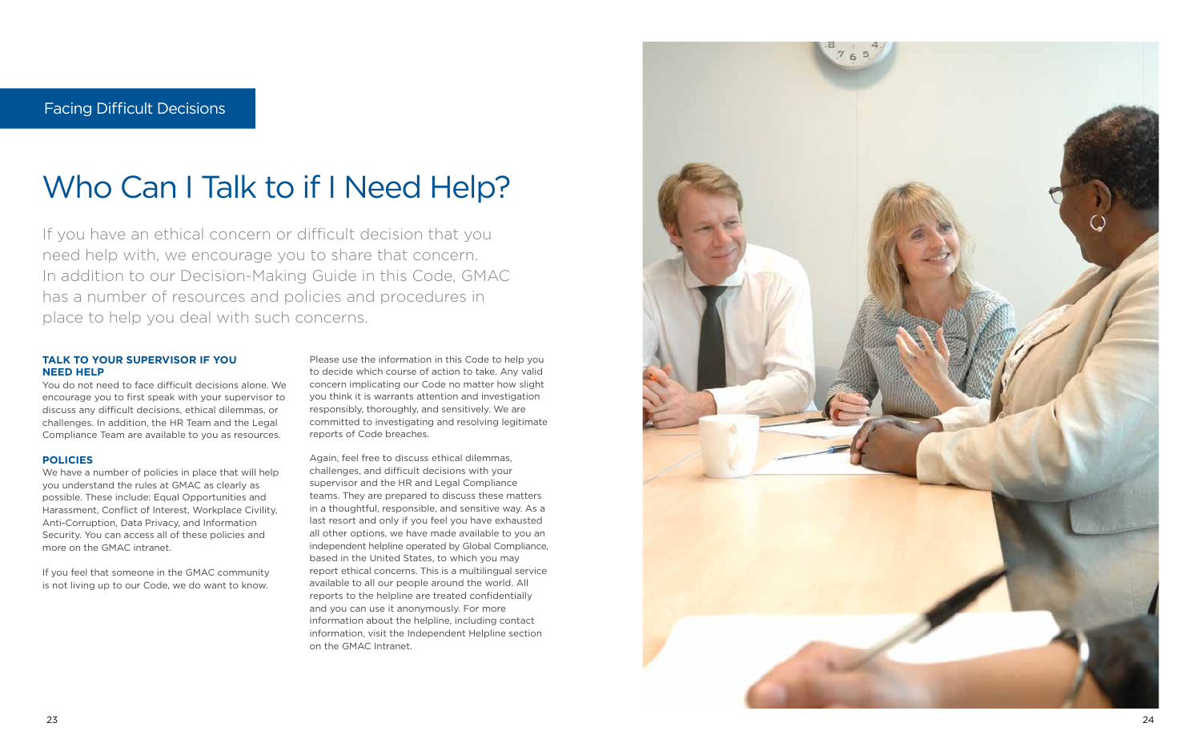Facing Difficult Decisions

# Who Can I Talk to if I Need Help?

If you have an ethical concern or difficult decision that you need help with, we encourage you to share that concern. In addition to our Decision-Making Guide in this Code, GMAC has a number of resources and policies and procedures in place to help you deal with such concerns.

### TALK TO YOUR SUPERVISOR IF YOU NEED HELP

You do not need to face difficult decisions alone. We encourage you to first speak with your supervisor to discuss any difficult decisions, ethical dilemmas, or challenges. In addition, the HR Team and the Legal Compliance Team are available to you as resources.

### POLICIES

We have a number of policies in place that will help you understand the rules at GMAC as clearly as possible. These include: Equal Opportunities and Harassment, Conflict of Interest, Workplace Civility, Anti-Corruption, Data Privacy, and Information Security. You can access all of these policies and more on the GMAC intranet.

If you feel that someone in the GMAC community is not living up to our Code, we do want to know.

Please use the information in this Code to help you to decide which course of action to take. Any valid concern implicating our Code no matter how slight you think it is warrants attention and investigation responsibly, thoroughly, and sensitively. We are committed to investigating and resolving legitimate reports of Code breaches.

Again, feel free to discuss ethical dilemmas, challenges, and difficult decisions with your supervisor and the HR and Legal Compliance teams. They are prepared to discuss these matters in a thoughtful, responsible, and sensitive way. As a last resort and only if you feel you have exhausted all other options, we have made available to you an independent helpline operated by Global Compliance, based in the United States, to which you may report ethical concerns. This is a multilingual service available to all our people around the world. All reports to the helpline are treated confidentially and you can use it anonymously. For more information about the helpline, including contact information, visit the Independent Helpline section on the GMAC Intranet.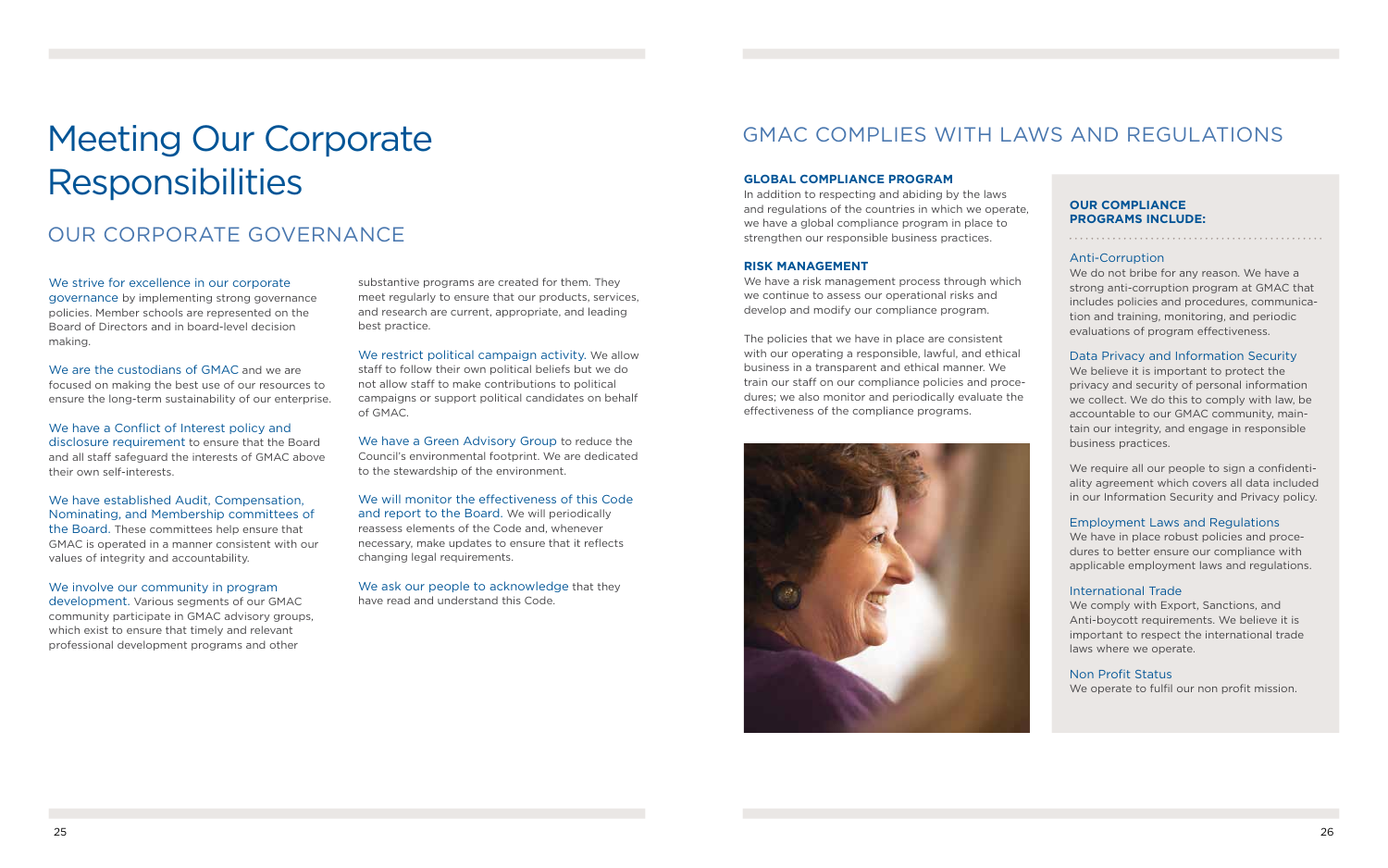# Meeting Our Corporate Responsibilities

## OUR CORPORATE GOVERNANCE

We strive for excellence in our corporate governance by implementing strong governance policies. Member schools are represented on the Board of Directors and in board-level decision making.

We are the custodians of GMAC and we are focused on making the best use of our resources to ensure the long-term sustainability of our enterprise.

We have a Conflict of Interest policy and disclosure requirement to ensure that the Board and all staff safeguard the interests of GMAC above their own self-interests.

We have established Audit, Compensation, Nominating, and Membership committees of the Board. These committees help ensure that GMAC is operated in a manner consistent with our values of integrity and accountability.

We involve our community in program development. Various segments of our GMAC community participate in GMAC advisory groups, which exist to ensure that timely and relevant professional development programs and other substantive programs are created for them. They meet regularly to ensure that our products, services, and research are current, appropriate, and leading best practice.

We restrict political campaign activity. We allow staff to follow their own political beliefs but we do not allow staff to make contributions to political campaigns or support political candidates on behalf of GMAC.

We have a Green Advisory Group to reduce the Council's environmental footprint. We are dedicated to the stewardship of the environment.

We will monitor the effectiveness of this Code and report to the Board. We will periodically reassess elements of the Code and, whenever necessary, make updates to ensure that it reflects changing legal requirements.

We ask our people to acknowledge that they have read and understand this Code.

## GMAC COMPLIES WITH LAWS AND REGULATIONS

### GLOBAL COMPLIANCE PROGRAM

In addition to respecting and abiding by the laws and regulations of the countries in which we operate, we have a global compliance program in place to strengthen our responsible business practices.

### RISK MANAGEMENT

We have a risk management process through which we continue to assess our operational risks and develop and modify our compliance program.

The policies that we have in place are consistent with our operating a responsible, lawful, and ethical business in a transparent and ethical manner. We train our staff on our compliance policies and procedures; we also monitor and periodically evaluate the effectiveness of the compliance programs.

### OUR COMPLIANCE PROGRAMS INCLUDE:

**Anti-Corruption**
We do not bribe for any reason. We have a strong anti-corruption program at GMAC that includes policies and procedures, communication and training, monitoring, and periodic evaluations of program effectiveness.

**Data Privacy and Information Security**
We believe it is important to protect the privacy and security of personal information we collect. We do this to comply with law, be accountable to our GMAC community, maintain our integrity, and engage in responsible business practices.

We require all our people to sign a confidentiality agreement which covers all data included in our Information Security and Privacy policy.

**Employment Laws and Regulations**
We have in place robust policies and procedures to better ensure our compliance with applicable employment laws and regulations.

**International Trade**
We comply with Export, Sanctions, and Anti-boycott requirements. We believe it is important to respect the international trade laws where we operate.

**Non Profit Status**
We operate to fulfil our non profit mission.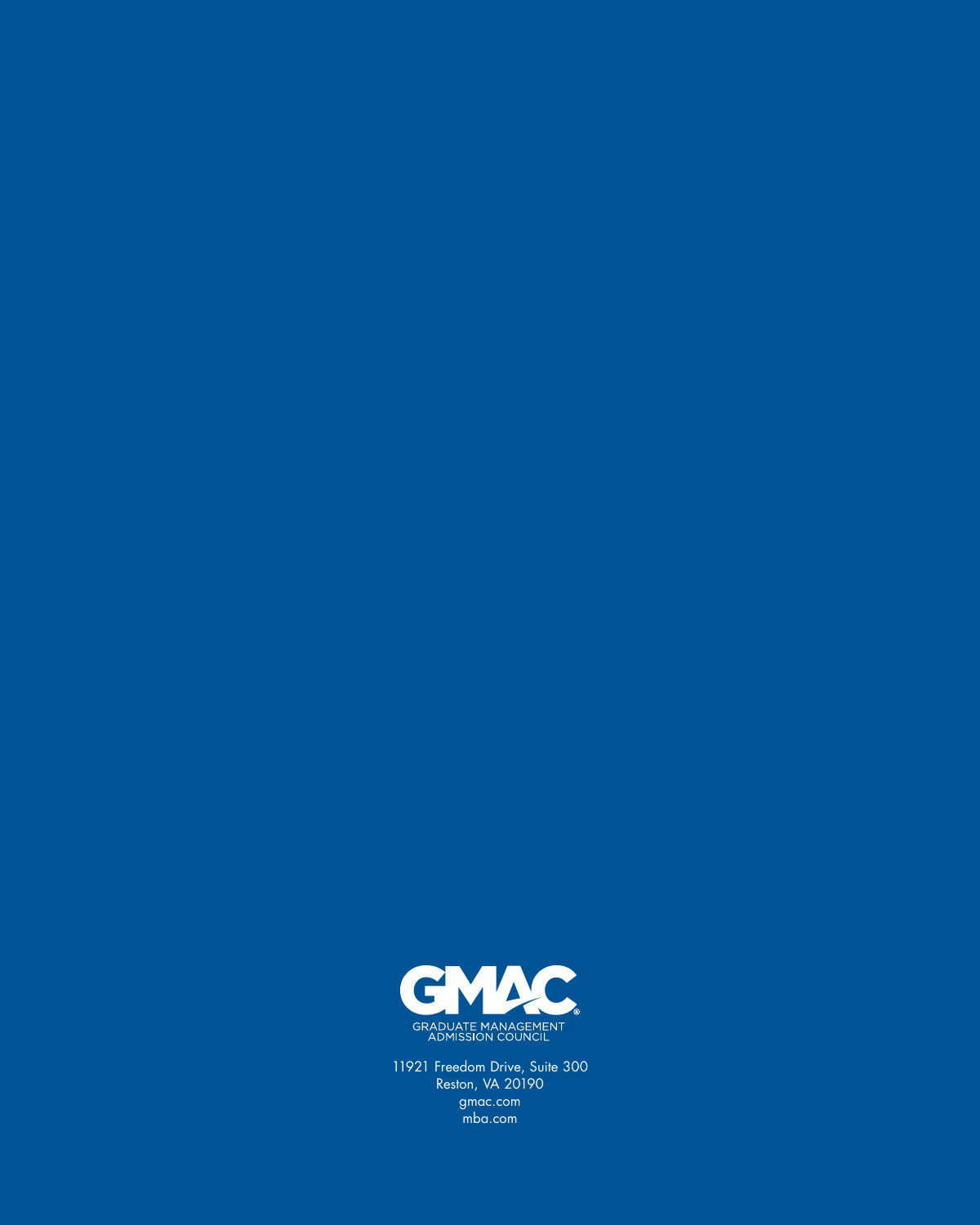GMAC®

GRADUATE MANAGEMENT ADMISSION COUNCIL

11921 Freedom Drive, Suite 300
Reston, VA 20190
gmac.com
mba.com